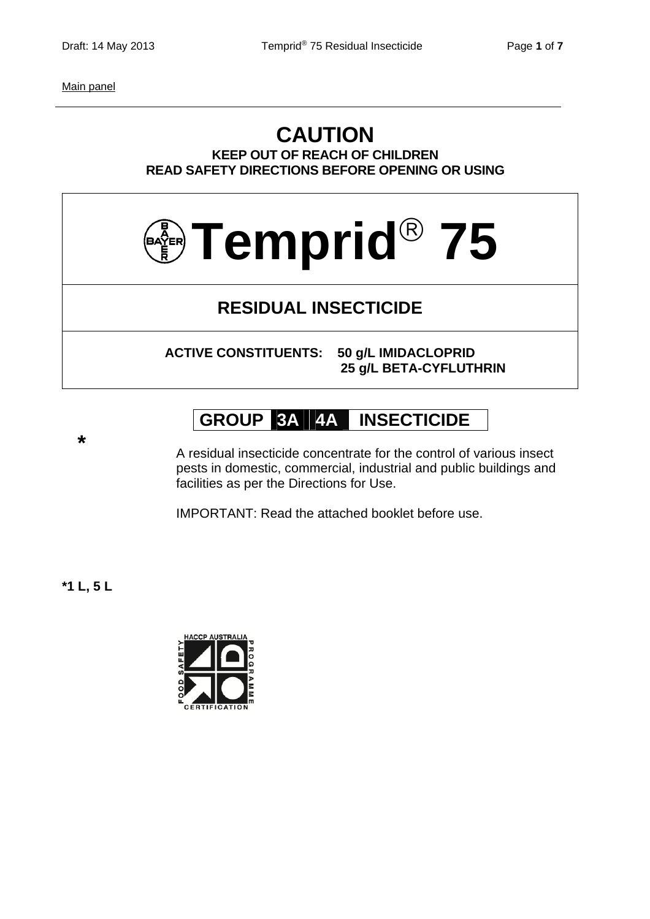Main panel

# CAUTION

**KEEP OUT OF REACH OF CHILDREN**
**READ SAFETY DIRECTIONS BEFORE OPENING OR USING**

# Temprid® 75

## RESIDUAL INSECTICIDE

**ACTIVE CONSTITUENTS: 50 g/L IMIDACLOPRID**
**25 g/L BETA-CYFLUTHRIN**

**GROUP 3A 4A INSECTICIDE**

*

A residual insecticide concentrate for the control of various insect pests in domestic, commercial, industrial and public buildings and facilities as per the Directions for Use.

IMPORTANT: Read the attached booklet before use.

**\*1 L, 5 L**

HACCP AUSTRALIA FOOD SAFETY PROGRAMME CERTIFICATION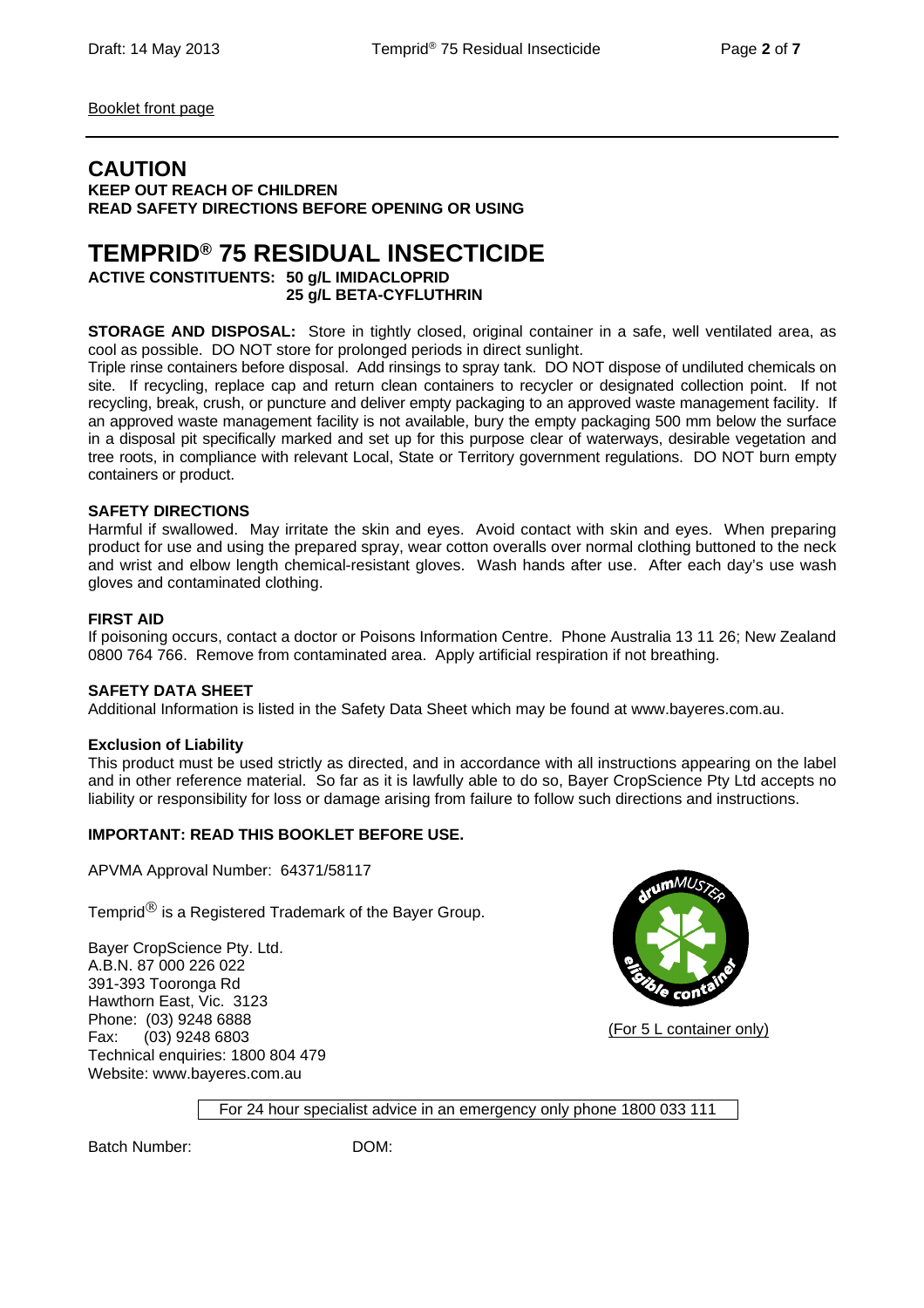Booklet front page

# CAUTION

**KEEP OUT REACH OF CHILDREN**
**READ SAFETY DIRECTIONS BEFORE OPENING OR USING**

# TEMPRID® 75 RESIDUAL INSECTICIDE

**ACTIVE CONSTITUENTS: 50 g/L IMIDACLOPRID**
**25 g/L BETA-CYFLUTHRIN**

**STORAGE AND DISPOSAL:** Store in tightly closed, original container in a safe, well ventilated area, as cool as possible. DO NOT store for prolonged periods in direct sunlight.
Triple rinse containers before disposal. Add rinsings to spray tank. DO NOT dispose of undiluted chemicals on site. If recycling, replace cap and return clean containers to recycler or designated collection point. If not recycling, break, crush, or puncture and deliver empty packaging to an approved waste management facility. If an approved waste management facility is not available, bury the empty packaging 500 mm below the surface in a disposal pit specifically marked and set up for this purpose clear of waterways, desirable vegetation and tree roots, in compliance with relevant Local, State or Territory government regulations. DO NOT burn empty containers or product.

**SAFETY DIRECTIONS**
Harmful if swallowed. May irritate the skin and eyes. Avoid contact with skin and eyes. When preparing product for use and using the prepared spray, wear cotton overalls over normal clothing buttoned to the neck and wrist and elbow length chemical-resistant gloves. Wash hands after use. After each day's use wash gloves and contaminated clothing.

**FIRST AID**
If poisoning occurs, contact a doctor or Poisons Information Centre. Phone Australia 13 11 26; New Zealand 0800 764 766. Remove from contaminated area. Apply artificial respiration if not breathing.

**SAFETY DATA SHEET**
Additional Information is listed in the Safety Data Sheet which may be found at www.bayeres.com.au.

**Exclusion of Liability**
This product must be used strictly as directed, and in accordance with all instructions appearing on the label and in other reference material. So far as it is lawfully able to do so, Bayer CropScience Pty Ltd accepts no liability or responsibility for loss or damage arising from failure to follow such directions and instructions.

**IMPORTANT: READ THIS BOOKLET BEFORE USE.**

APVMA Approval Number: 64371/58117

Temprid® is a Registered Trademark of the Bayer Group.

Bayer CropScience Pty. Ltd.
A.B.N. 87 000 226 022
391-393 Tooronga Rd
Hawthorn East, Vic. 3123
Phone: (03) 9248 6888
Fax: (03) 9248 6803
Technical enquiries: 1800 804 479
Website: www.bayeres.com.au

drumMUSTER eligible container

(For 5 L container only)

For 24 hour specialist advice in an emergency only phone 1800 033 111

Batch Number: DOM: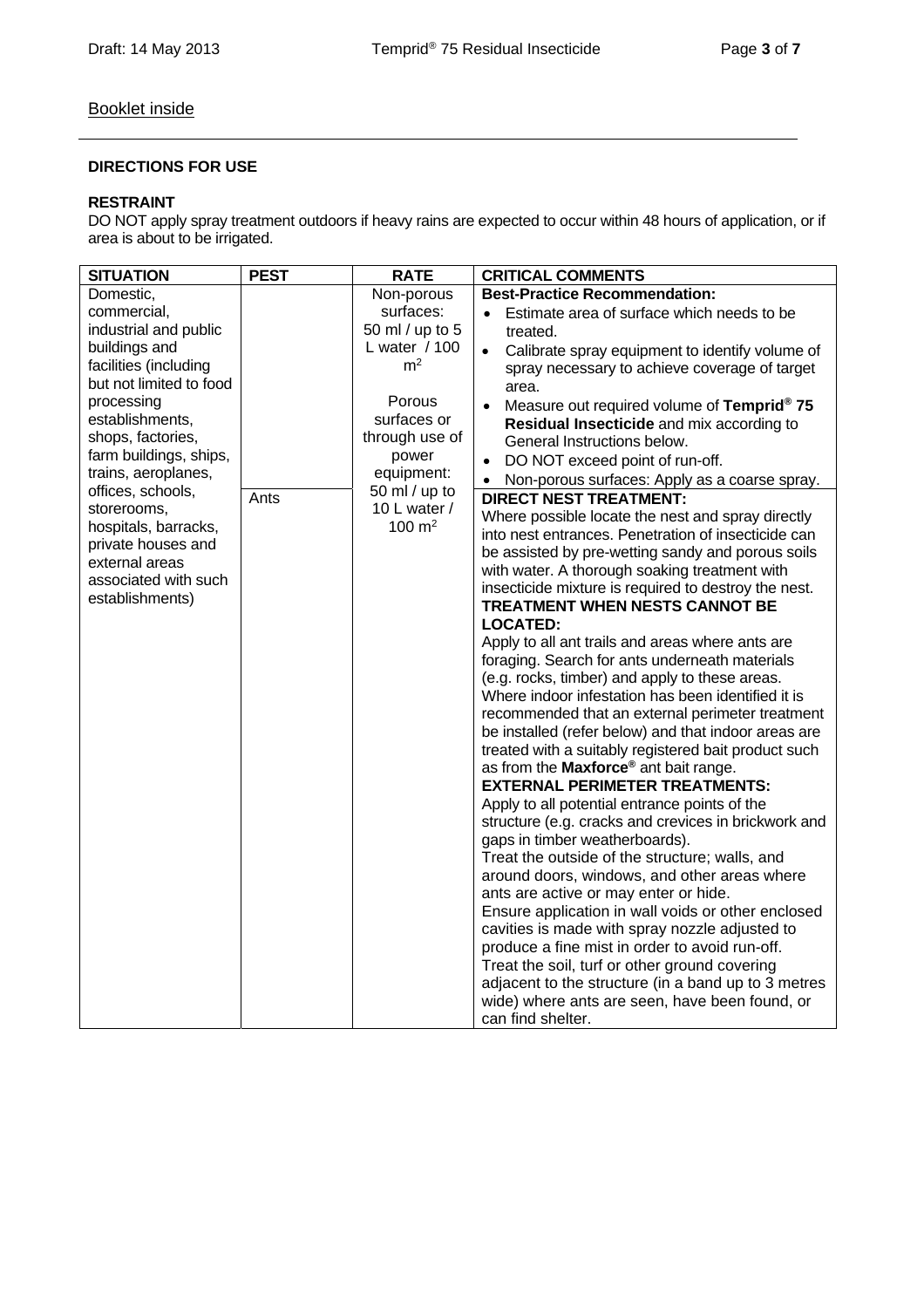Booklet inside

---

**DIRECTIONS FOR USE**

**RESTRAINT**

DO NOT apply spray treatment outdoors if heavy rains are expected to occur within 48 hours of application, or if area is about to be irrigated.

| SITUATION | PEST | RATE | CRITICAL COMMENTS |
|---|---|---|---|
| Domestic, commercial, industrial and public buildings and facilities (including but not limited to food processing establishments, shops, factories, farm buildings, ships, trains, aeroplanes, offices, schools, storerooms, hospitals, barracks, private houses and external areas associated with such establishments) | Ants | Non-porous surfaces: 50 ml / up to 5 L water / 100 m$^2$<br><br>Porous surfaces or through use of power equipment: 50 ml / up to 10 L water / 100 m$^2$ | **Best-Practice Recommendation:**<br>• Estimate area of surface which needs to be treated.<br>• Calibrate spray equipment to identify volume of spray necessary to achieve coverage of target area.<br>• Measure out required volume of **Temprid® 75 Residual Insecticide** and mix according to General Instructions below.<br>• DO NOT exceed point of run-off.<br>• Non-porous surfaces: Apply as a coarse spray.<br>**DIRECT NEST TREATMENT:**<br>Where possible locate the nest and spray directly into nest entrances. Penetration of insecticide can be assisted by pre-wetting sandy and porous soils with water. A thorough soaking treatment with insecticide mixture is required to destroy the nest.<br>**TREATMENT WHEN NESTS CANNOT BE LOCATED:**<br>Apply to all ant trails and areas where ants are foraging. Search for ants underneath materials (e.g. rocks, timber) and apply to these areas. Where indoor infestation has been identified it is recommended that an external perimeter treatment be installed (refer below) and that indoor areas are treated with a suitably registered bait product such as from the **Maxforce®** ant bait range.<br>**EXTERNAL PERIMETER TREATMENTS:**<br>Apply to all potential entrance points of the structure (e.g. cracks and crevices in brickwork and gaps in timber weatherboards).<br>Treat the outside of the structure; walls, and around doors, windows, and other areas where ants are active or may enter or hide.<br>Ensure application in wall voids or other enclosed cavities is made with spray nozzle adjusted to produce a fine mist in order to avoid run-off.<br>Treat the soil, turf or other ground covering adjacent to the structure (in a band up to 3 metres wide) where ants are seen, have been found, or can find shelter. |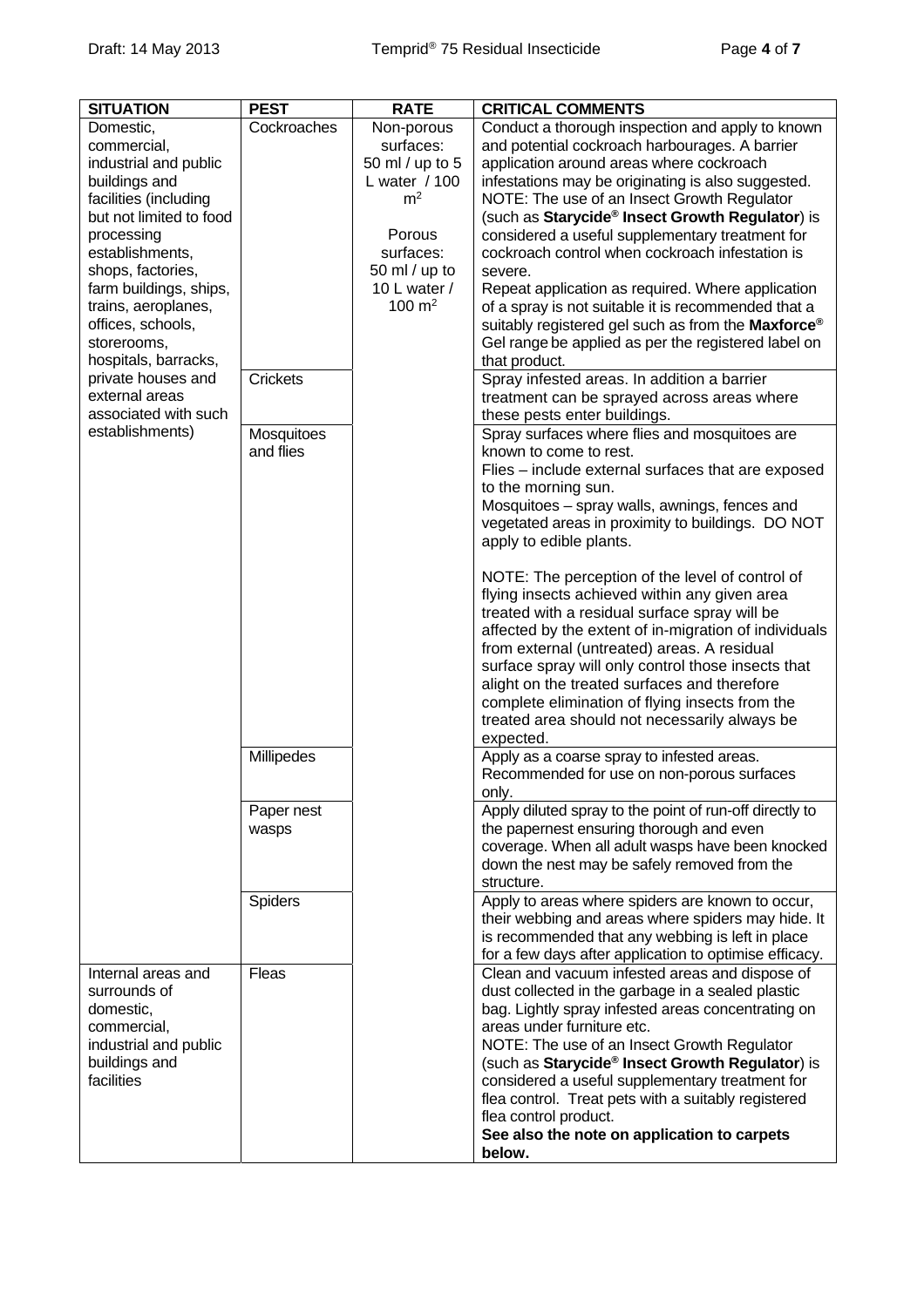| SITUATION | PEST | RATE | CRITICAL COMMENTS |
| --- | --- | --- | --- |
| Domestic, commercial, industrial and public buildings and facilities (including but not limited to food processing establishments, shops, factories, farm buildings, ships, trains, aeroplanes, offices, schools, storerooms, hospitals, barracks, private houses and external areas associated with such establishments) | Cockroaches | Non-porous surfaces: 50 ml / up to 5 L water / 100 m$^2$<br><br>Porous surfaces: 50 ml / up to 10 L water / 100 m$^2$ | Conduct a thorough inspection and apply to known and potential cockroach harbourages. A barrier application around areas where cockroach infestations may be originating is also suggested. NOTE: The use of an Insect Growth Regulator (such as **Starycide® Insect Growth Regulator**) is considered a useful supplementary treatment for cockroach control when cockroach infestation is severe. Repeat application as required. Where application of a spray is not suitable it is recommended that a suitably registered gel such as from the **Maxforce®** Gel range be applied as per the registered label on that product. |
| | Crickets | | Spray infested areas. In addition a barrier treatment can be sprayed across areas where these pests enter buildings. |
| | Mosquitoes and flies | | Spray surfaces where flies and mosquitoes are known to come to rest.<br>Flies – include external surfaces that are exposed to the morning sun.<br>Mosquitoes – spray walls, awnings, fences and vegetated areas in proximity to buildings. DO NOT apply to edible plants.<br><br>NOTE: The perception of the level of control of flying insects achieved within any given area treated with a residual surface spray will be affected by the extent of in-migration of individuals from external (untreated) areas. A residual surface spray will only control those insects that alight on the treated surfaces and therefore complete elimination of flying insects from the treated area should not necessarily always be expected. |
| | Millipedes | | Apply as a coarse spray to infested areas. Recommended for use on non-porous surfaces only. |
| | Paper nest wasps | | Apply diluted spray to the point of run-off directly to the papernest ensuring thorough and even coverage. When all adult wasps have been knocked down the nest may be safely removed from the structure. |
| | Spiders | | Apply to areas where spiders are known to occur, their webbing and areas where spiders may hide. It is recommended that any webbing is left in place for a few days after application to optimise efficacy. |
| Internal areas and surrounds of domestic, commercial, industrial and public buildings and facilities | Fleas | | Clean and vacuum infested areas and dispose of dust collected in the garbage in a sealed plastic bag. Lightly spray infested areas concentrating on areas under furniture etc.<br>NOTE: The use of an Insect Growth Regulator (such as **Starycide® Insect Growth Regulator**) is considered a useful supplementary treatment for flea control. Treat pets with a suitably registered flea control product.<br>**See also the note on application to carpets below.** |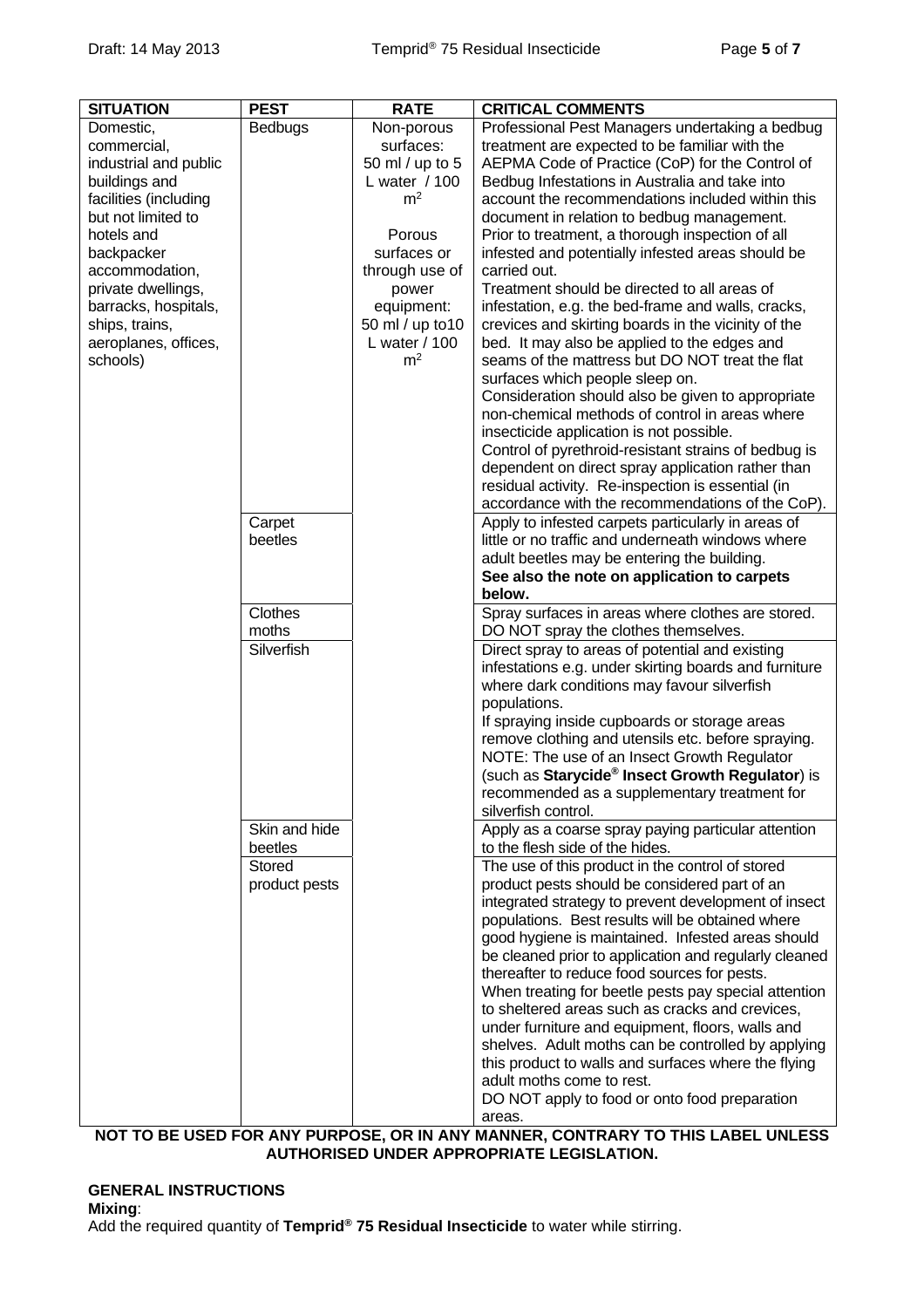| SITUATION | PEST | RATE | CRITICAL COMMENTS |
|---|---|---|---|
| Domestic, commercial, industrial and public buildings and facilities (including but not limited to hotels and backpacker accommodation, private dwellings, barracks, hospitals, ships, trains, aeroplanes, offices, schools) | Bedbugs | Non-porous surfaces: 50 ml / up to 5 L water / 100 $m^2$<br><br>Porous surfaces or through use of power equipment: 50 ml / up to10 L water / 100 $m^2$ | Professional Pest Managers undertaking a bedbug treatment are expected to be familiar with the AEPMA Code of Practice (CoP) for the Control of Bedbug Infestations in Australia and take into account the recommendations included within this document in relation to bedbug management.<br>Prior to treatment, a thorough inspection of all infested and potentially infested areas should be carried out.<br>Treatment should be directed to all areas of infestation, e.g. the bed-frame and walls, cracks, crevices and skirting boards in the vicinity of the bed. It may also be applied to the edges and seams of the mattress but DO NOT treat the flat surfaces which people sleep on.<br>Consideration should also be given to appropriate non-chemical methods of control in areas where insecticide application is not possible.<br>Control of pyrethroid-resistant strains of bedbug is dependent on direct spray application rather than residual activity. Re-inspection is essential (in accordance with the recommendations of the CoP). |
| | Carpet beetles | | Apply to infested carpets particularly in areas of little or no traffic and underneath windows where adult beetles may be entering the building.<br>**See also the note on application to carpets below.** |
| | Clothes moths | | Spray surfaces in areas where clothes are stored. DO NOT spray the clothes themselves. |
| | Silverfish | | Direct spray to areas of potential and existing infestations e.g. under skirting boards and furniture where dark conditions may favour silverfish populations.<br>If spraying inside cupboards or storage areas remove clothing and utensils etc. before spraying.<br>NOTE: The use of an Insect Growth Regulator (such as **Starycide® Insect Growth Regulator**) is recommended as a supplementary treatment for silverfish control. |
| | Skin and hide beetles | | Apply as a coarse spray paying particular attention to the flesh side of the hides. |
| | Stored product pests | | The use of this product in the control of stored product pests should be considered part of an integrated strategy to prevent development of insect populations. Best results will be obtained where good hygiene is maintained. Infested areas should be cleaned prior to application and regularly cleaned thereafter to reduce food sources for pests.<br>When treating for beetle pests pay special attention to sheltered areas such as cracks and crevices, under furniture and equipment, floors, walls and shelves. Adult moths can be controlled by applying this product to walls and surfaces where the flying adult moths come to rest.<br>DO NOT apply to food or onto food preparation areas. |

**NOT TO BE USED FOR ANY PURPOSE, OR IN ANY MANNER, CONTRARY TO THIS LABEL UNLESS AUTHORISED UNDER APPROPRIATE LEGISLATION.**

## GENERAL INSTRUCTIONS

**Mixing**:

Add the required quantity of **Temprid® 75 Residual Insecticide** to water while stirring.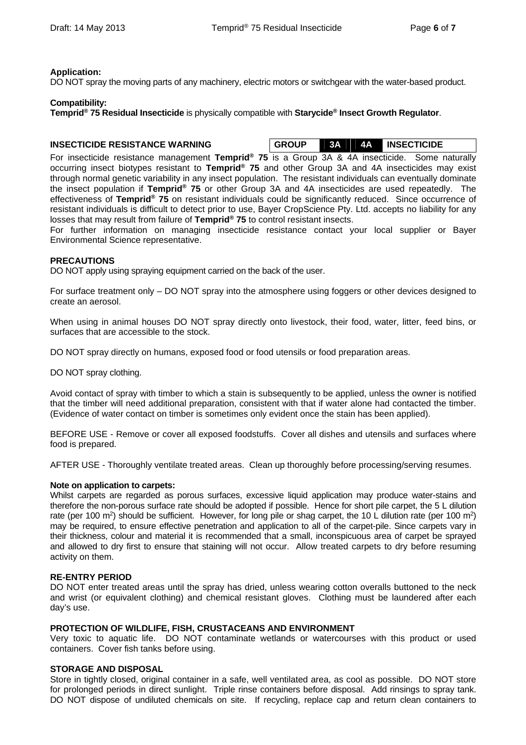**Application:**
DO NOT spray the moving parts of any machinery, electric motors or switchgear with the water-based product.

**Compatibility:**
**Temprid® 75 Residual Insecticide** is physically compatible with **Starycide® Insect Growth Regulator**.

**INSECTICIDE RESISTANCE WARNING**

| GROUP | 3A | 4A | INSECTICIDE |
|---|---|---|---|

For insecticide resistance management **Temprid® 75** is a Group 3A & 4A insecticide. Some naturally occurring insect biotypes resistant to **Temprid® 75** and other Group 3A and 4A insecticides may exist through normal genetic variability in any insect population. The resistant individuals can eventually dominate the insect population if **Temprid® 75** or other Group 3A and 4A insecticides are used repeatedly. The effectiveness of **Temprid® 75** on resistant individuals could be significantly reduced. Since occurrence of resistant individuals is difficult to detect prior to use, Bayer CropScience Pty. Ltd. accepts no liability for any losses that may result from failure of **Temprid® 75** to control resistant insects.
For further information on managing insecticide resistance contact your local supplier or Bayer Environmental Science representative.

**PRECAUTIONS**
DO NOT apply using spraying equipment carried on the back of the user.

For surface treatment only – DO NOT spray into the atmosphere using foggers or other devices designed to create an aerosol.

When using in animal houses DO NOT spray directly onto livestock, their food, water, litter, feed bins, or surfaces that are accessible to the stock.

DO NOT spray directly on humans, exposed food or food utensils or food preparation areas.

DO NOT spray clothing.

Avoid contact of spray with timber to which a stain is subsequently to be applied, unless the owner is notified that the timber will need additional preparation, consistent with that if water alone had contacted the timber. (Evidence of water contact on timber is sometimes only evident once the stain has been applied).

BEFORE USE - Remove or cover all exposed foodstuffs. Cover all dishes and utensils and surfaces where food is prepared.

AFTER USE - Thoroughly ventilate treated areas. Clean up thoroughly before processing/serving resumes.

**Note on application to carpets:**
Whilst carpets are regarded as porous surfaces, excessive liquid application may produce water-stains and therefore the non-porous surface rate should be adopted if possible. Hence for short pile carpet, the 5 L dilution rate (per 100 $m^2$) should be sufficient. However, for long pile or shag carpet, the 10 L dilution rate (per 100 $m^2$) may be required, to ensure effective penetration and application to all of the carpet-pile. Since carpets vary in their thickness, colour and material it is recommended that a small, inconspicuous area of carpet be sprayed and allowed to dry first to ensure that staining will not occur. Allow treated carpets to dry before resuming activity on them.

**RE-ENTRY PERIOD**
DO NOT enter treated areas until the spray has dried, unless wearing cotton overalls buttoned to the neck and wrist (or equivalent clothing) and chemical resistant gloves. Clothing must be laundered after each day's use.

**PROTECTION OF WILDLIFE, FISH, CRUSTACEANS AND ENVIRONMENT**
Very toxic to aquatic life. DO NOT contaminate wetlands or watercourses with this product or used containers. Cover fish tanks before using.

**STORAGE AND DISPOSAL**
Store in tightly closed, original container in a safe, well ventilated area, as cool as possible. DO NOT store for prolonged periods in direct sunlight. Triple rinse containers before disposal. Add rinsings to spray tank. DO NOT dispose of undiluted chemicals on site. If recycling, replace cap and return clean containers to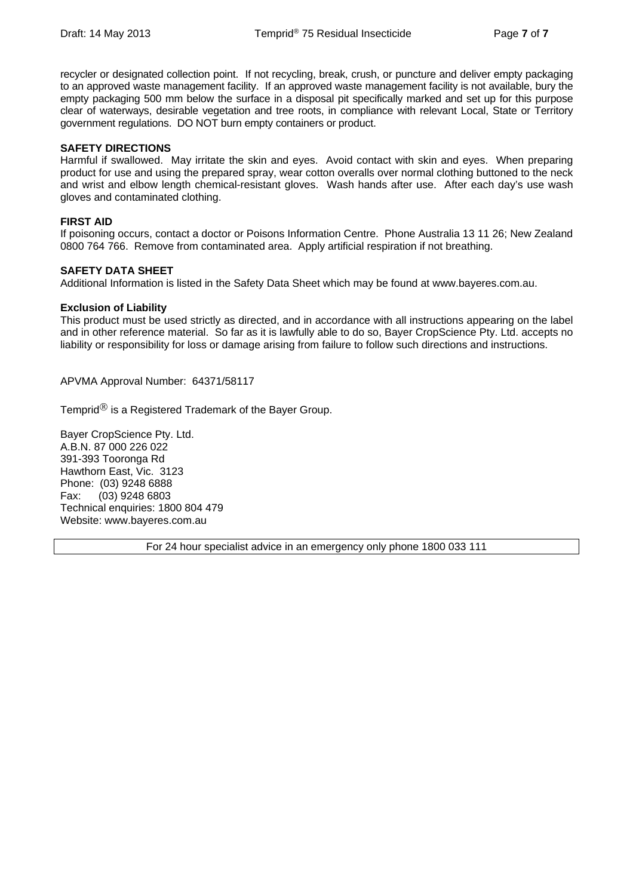recycler or designated collection point. If not recycling, break, crush, or puncture and deliver empty packaging to an approved waste management facility. If an approved waste management facility is not available, bury the empty packaging 500 mm below the surface in a disposal pit specifically marked and set up for this purpose clear of waterways, desirable vegetation and tree roots, in compliance with relevant Local, State or Territory government regulations. DO NOT burn empty containers or product.

**SAFETY DIRECTIONS**

Harmful if swallowed. May irritate the skin and eyes. Avoid contact with skin and eyes. When preparing product for use and using the prepared spray, wear cotton overalls over normal clothing buttoned to the neck and wrist and elbow length chemical-resistant gloves. Wash hands after use. After each day's use wash gloves and contaminated clothing.

**FIRST AID**

If poisoning occurs, contact a doctor or Poisons Information Centre. Phone Australia 13 11 26; New Zealand 0800 764 766. Remove from contaminated area. Apply artificial respiration if not breathing.

**SAFETY DATA SHEET**

Additional Information is listed in the Safety Data Sheet which may be found at www.bayeres.com.au.

**Exclusion of Liability**

This product must be used strictly as directed, and in accordance with all instructions appearing on the label and in other reference material. So far as it is lawfully able to do so, Bayer CropScience Pty. Ltd. accepts no liability or responsibility for loss or damage arising from failure to follow such directions and instructions.

APVMA Approval Number: 64371/58117

Temprid® is a Registered Trademark of the Bayer Group.

Bayer CropScience Pty. Ltd.
A.B.N. 87 000 226 022
391-393 Tooronga Rd
Hawthorn East, Vic. 3123
Phone: (03) 9248 6888
Fax: (03) 9248 6803
Technical enquiries: 1800 804 479
Website: www.bayeres.com.au

For 24 hour specialist advice in an emergency only phone 1800 033 111